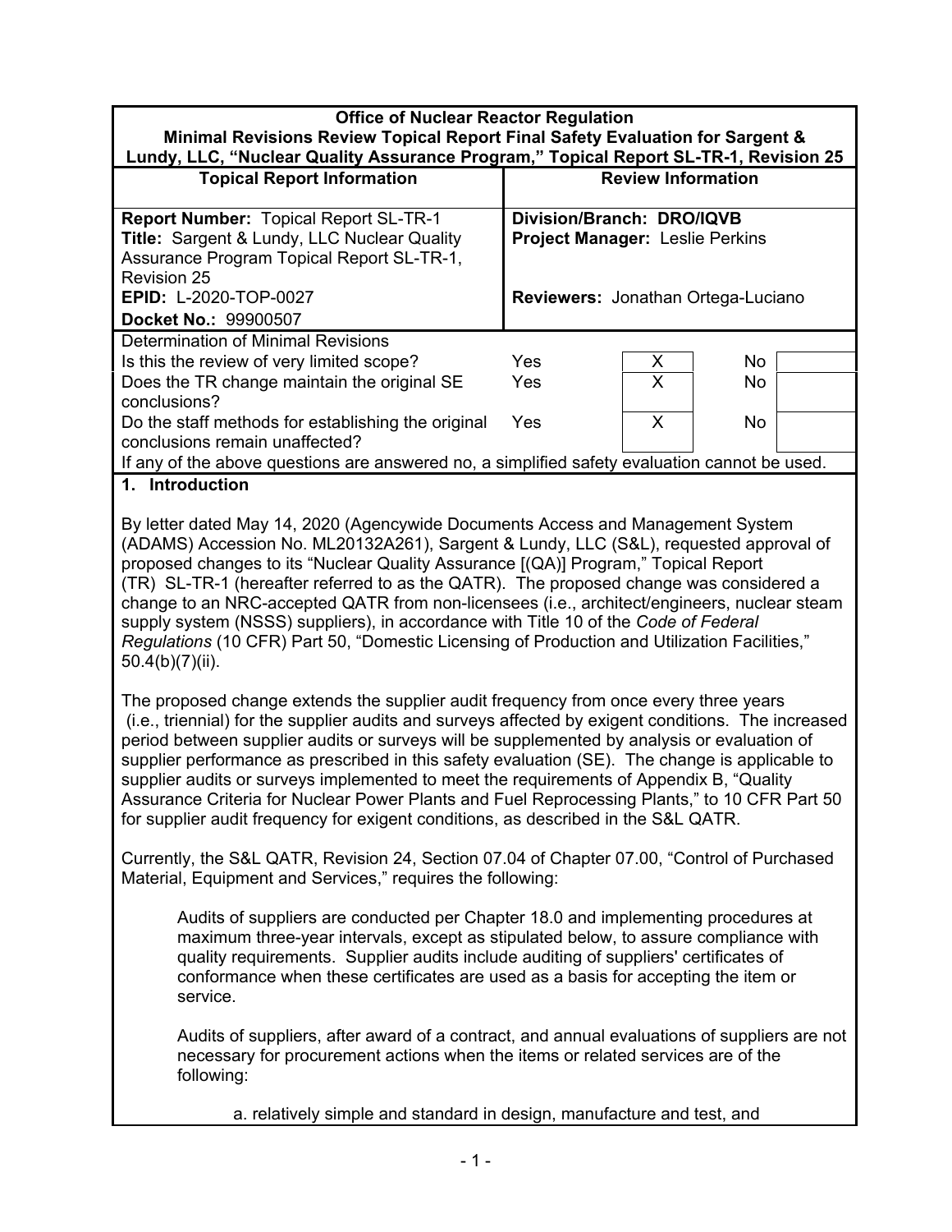**Office of Nuclear Reactor Regulation**
**Minimal Revisions Review Topical Report Final Safety Evaluation for Sargent & Lundy, LLC, "Nuclear Quality Assurance Program," Topical Report SL-TR-1, Revision 25**

| Topical Report Information | Review Information |
| --- | --- |
| **Report Number:** Topical Report SL-TR-1<br>**Title:** Sargent & Lundy, LLC Nuclear Quality Assurance Program Topical Report SL-TR-1, Revision 25<br>**EPID:** L-2020-TOP-0027<br>**Docket No.:** 99900507 | **Division/Branch: DRO/IQVB**<br>**Project Manager:** Leslie Perkins<br><br>**Reviewers:** Jonathan Ortega-Luciano |

| Determination of Minimal Revisions | | | | |
| --- | --- | --- | --- | --- |
| Is this the review of very limited scope? | Yes | X | No | |
| Does the TR change maintain the original SE conclusions? | Yes | X | No | |
| Do the staff methods for establishing the original conclusions remain unaffected? | Yes | X | No | |

If any of the above questions are answered no, a simplified safety evaluation cannot be used.

## 1. Introduction

By letter dated May 14, 2020 (Agencywide Documents Access and Management System (ADAMS) Accession No. ML20132A261), Sargent & Lundy, LLC (S&L), requested approval of proposed changes to its "Nuclear Quality Assurance [(QA)] Program," Topical Report (TR) SL-TR-1 (hereafter referred to as the QATR). The proposed change was considered a change to an NRC-accepted QATR from non-licensees (i.e., architect/engineers, nuclear steam supply system (NSSS) suppliers), in accordance with Title 10 of the *Code of Federal Regulations* (10 CFR) Part 50, "Domestic Licensing of Production and Utilization Facilities," 50.4(b)(7)(ii).

The proposed change extends the supplier audit frequency from once every three years (i.e., triennial) for the supplier audits and surveys affected by exigent conditions. The increased period between supplier audits or surveys will be supplemented by analysis or evaluation of supplier performance as prescribed in this safety evaluation (SE). The change is applicable to supplier audits or surveys implemented to meet the requirements of Appendix B, "Quality Assurance Criteria for Nuclear Power Plants and Fuel Reprocessing Plants," to 10 CFR Part 50 for supplier audit frequency for exigent conditions, as described in the S&L QATR.

Currently, the S&L QATR, Revision 24, Section 07.04 of Chapter 07.00, "Control of Purchased Material, Equipment and Services," requires the following:

> Audits of suppliers are conducted per Chapter 18.0 and implementing procedures at maximum three-year intervals, except as stipulated below, to assure compliance with quality requirements. Supplier audits include auditing of suppliers' certificates of conformance when these certificates are used as a basis for accepting the item or service.
>
> Audits of suppliers, after award of a contract, and annual evaluations of suppliers are not necessary for procurement actions when the items or related services are of the following:
>
> a. relatively simple and standard in design, manufacture and test, and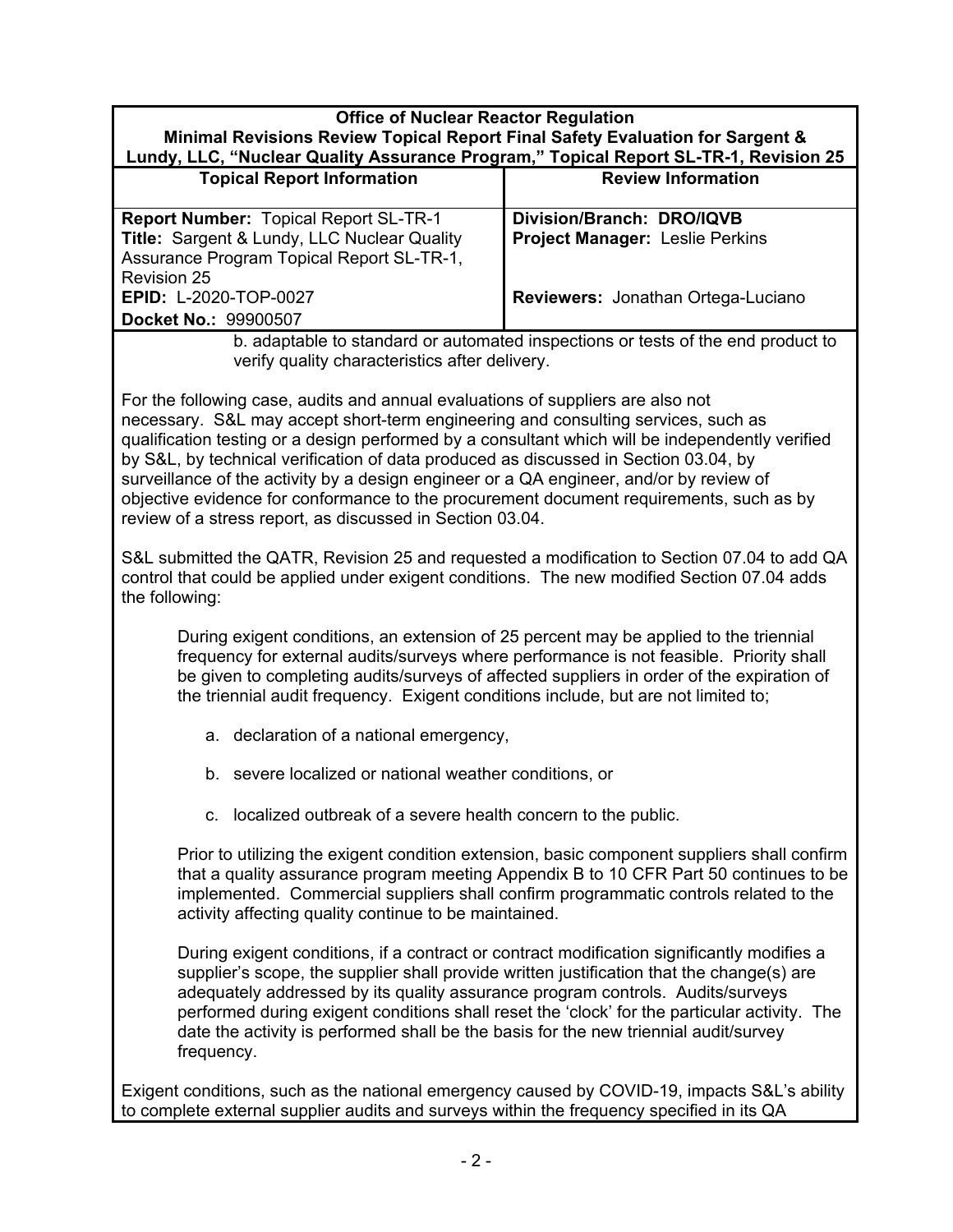| Office of Nuclear Reactor Regulation<br>Minimal Revisions Review Topical Report Final Safety Evaluation for Sargent & Lundy, LLC, "Nuclear Quality Assurance Program," Topical Report SL-TR-1, Revision 25 | |
| --- | --- |
| **Topical Report Information** | **Review Information** |
| **Report Number:** Topical Report SL-TR-1<br>**Title:** Sargent & Lundy, LLC Nuclear Quality Assurance Program Topical Report SL-TR-1, Revision 25<br>**EPID:** L-2020-TOP-0027<br>**Docket No.:** 99900507 | **Division/Branch: DRO/IQVB**<br>**Project Manager:** Leslie Perkins<br><br>**Reviewers:** Jonathan Ortega-Luciano |

b. adaptable to standard or automated inspections or tests of the end product to verify quality characteristics after delivery.

For the following case, audits and annual evaluations of suppliers are also not necessary. S&L may accept short-term engineering and consulting services, such as qualification testing or a design performed by a consultant which will be independently verified by S&L, by technical verification of data produced as discussed in Section 03.04, by surveillance of the activity by a design engineer or a QA engineer, and/or by review of objective evidence for conformance to the procurement document requirements, such as by review of a stress report, as discussed in Section 03.04.

S&L submitted the QATR, Revision 25 and requested a modification to Section 07.04 to add QA control that could be applied under exigent conditions. The new modified Section 07.04 adds the following:

> During exigent conditions, an extension of 25 percent may be applied to the triennial frequency for external audits/surveys where performance is not feasible. Priority shall be given to completing audits/surveys of affected suppliers in order of the expiration of the triennial audit frequency. Exigent conditions include, but are not limited to;
>
> a. declaration of a national emergency,
>
> b. severe localized or national weather conditions, or
>
> c. localized outbreak of a severe health concern to the public.
>
> Prior to utilizing the exigent condition extension, basic component suppliers shall confirm that a quality assurance program meeting Appendix B to 10 CFR Part 50 continues to be implemented. Commercial suppliers shall confirm programmatic controls related to the activity affecting quality continue to be maintained.
>
> During exigent conditions, if a contract or contract modification significantly modifies a supplier's scope, the supplier shall provide written justification that the change(s) are adequately addressed by its quality assurance program controls. Audits/surveys performed during exigent conditions shall reset the 'clock' for the particular activity. The date the activity is performed shall be the basis for the new triennial audit/survey frequency.

Exigent conditions, such as the national emergency caused by COVID-19, impacts S&L's ability to complete external supplier audits and surveys within the frequency specified in its QA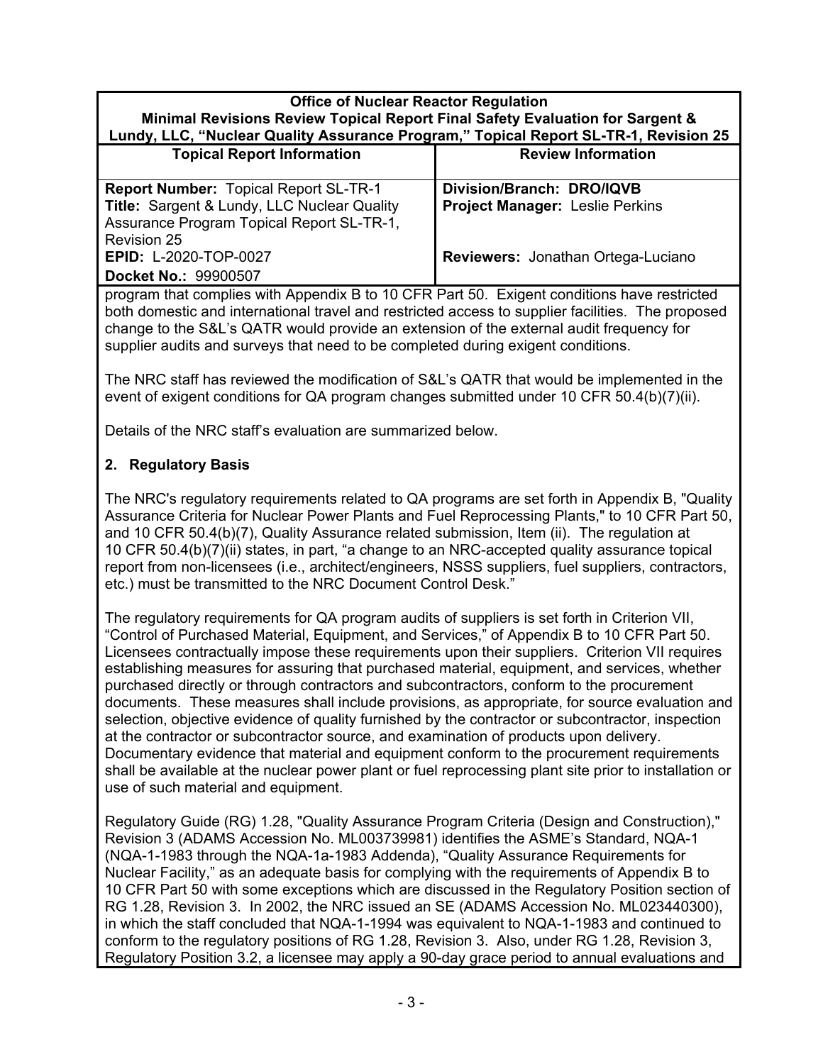| Office of Nuclear Reactor Regulation<br>Minimal Revisions Review Topical Report Final Safety Evaluation for Sargent & Lundy, LLC, "Nuclear Quality Assurance Program," Topical Report SL-TR-1, Revision 25 | |
| --- | --- |
| **Topical Report Information** | **Review Information** |
| **Report Number:** Topical Report SL-TR-1<br>**Title:** Sargent & Lundy, LLC Nuclear Quality Assurance Program Topical Report SL-TR-1, Revision 25<br>**EPID:** L-2020-TOP-0027<br>**Docket No.:** 99900507 | **Division/Branch: DRO/IQVB**<br>**Project Manager:** Leslie Perkins<br><br>**Reviewers:** Jonathan Ortega-Luciano |

program that complies with Appendix B to 10 CFR Part 50. Exigent conditions have restricted both domestic and international travel and restricted access to supplier facilities. The proposed change to the S&L's QATR would provide an extension of the external audit frequency for supplier audits and surveys that need to be completed during exigent conditions.

The NRC staff has reviewed the modification of S&L's QATR that would be implemented in the event of exigent conditions for QA program changes submitted under 10 CFR 50.4(b)(7)(ii).

Details of the NRC staff's evaluation are summarized below.

## 2. Regulatory Basis

The NRC's regulatory requirements related to QA programs are set forth in Appendix B, "Quality Assurance Criteria for Nuclear Power Plants and Fuel Reprocessing Plants," to 10 CFR Part 50, and 10 CFR 50.4(b)(7), Quality Assurance related submission, Item (ii). The regulation at 10 CFR 50.4(b)(7)(ii) states, in part, "a change to an NRC-accepted quality assurance topical report from non-licensees (i.e., architect/engineers, NSSS suppliers, fuel suppliers, contractors, etc.) must be transmitted to the NRC Document Control Desk."

The regulatory requirements for QA program audits of suppliers is set forth in Criterion VII, "Control of Purchased Material, Equipment, and Services," of Appendix B to 10 CFR Part 50. Licensees contractually impose these requirements upon their suppliers. Criterion VII requires establishing measures for assuring that purchased material, equipment, and services, whether purchased directly or through contractors and subcontractors, conform to the procurement documents. These measures shall include provisions, as appropriate, for source evaluation and selection, objective evidence of quality furnished by the contractor or subcontractor, inspection at the contractor or subcontractor source, and examination of products upon delivery. Documentary evidence that material and equipment conform to the procurement requirements shall be available at the nuclear power plant or fuel reprocessing plant site prior to installation or use of such material and equipment.

Regulatory Guide (RG) 1.28, "Quality Assurance Program Criteria (Design and Construction)," Revision 3 (ADAMS Accession No. ML003739981) identifies the ASME's Standard, NQA-1 (NQA-1-1983 through the NQA-1a-1983 Addenda), "Quality Assurance Requirements for Nuclear Facility," as an adequate basis for complying with the requirements of Appendix B to 10 CFR Part 50 with some exceptions which are discussed in the Regulatory Position section of RG 1.28, Revision 3. In 2002, the NRC issued an SE (ADAMS Accession No. ML023440300), in which the staff concluded that NQA-1-1994 was equivalent to NQA-1-1983 and continued to conform to the regulatory positions of RG 1.28, Revision 3. Also, under RG 1.28, Revision 3, Regulatory Position 3.2, a licensee may apply a 90-day grace period to annual evaluations and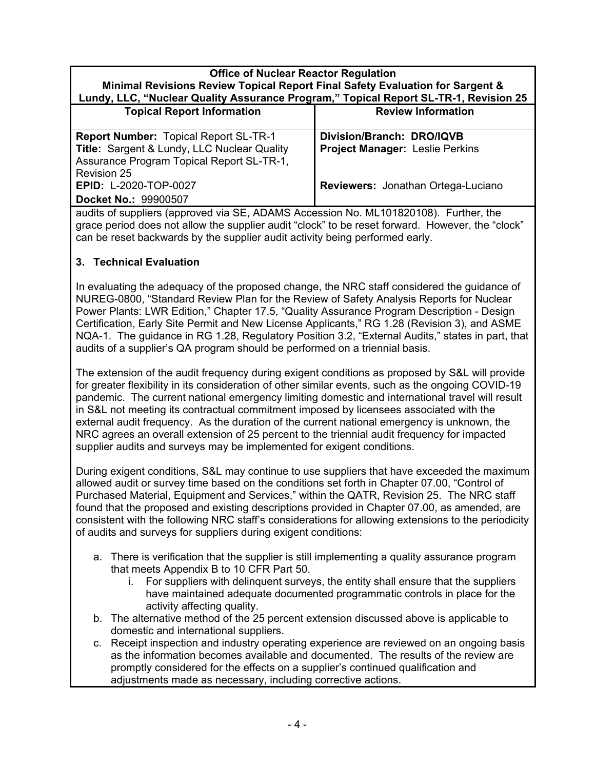| Office of Nuclear Reactor Regulation<br>Minimal Revisions Review Topical Report Final Safety Evaluation for Sargent & Lundy, LLC, "Nuclear Quality Assurance Program," Topical Report SL-TR-1, Revision 25 | |
|---|---|
| **Topical Report Information** | **Review Information** |
| **Report Number:** Topical Report SL-TR-1<br>**Title:** Sargent & Lundy, LLC Nuclear Quality Assurance Program Topical Report SL-TR-1, Revision 25<br>**EPID:** L-2020-TOP-0027<br>**Docket No.:** 99900507 | **Division/Branch: DRO/IQVB**<br>**Project Manager:** Leslie Perkins<br><br>**Reviewers:** Jonathan Ortega-Luciano |

audits of suppliers (approved via SE, ADAMS Accession No. ML101820108). Further, the grace period does not allow the supplier audit "clock" to be reset forward. However, the "clock" can be reset backwards by the supplier audit activity being performed early.

## 3. Technical Evaluation

In evaluating the adequacy of the proposed change, the NRC staff considered the guidance of NUREG-0800, "Standard Review Plan for the Review of Safety Analysis Reports for Nuclear Power Plants: LWR Edition," Chapter 17.5, "Quality Assurance Program Description - Design Certification, Early Site Permit and New License Applicants," RG 1.28 (Revision 3), and ASME NQA-1. The guidance in RG 1.28, Regulatory Position 3.2, "External Audits," states in part, that audits of a supplier's QA program should be performed on a triennial basis.

The extension of the audit frequency during exigent conditions as proposed by S&L will provide for greater flexibility in its consideration of other similar events, such as the ongoing COVID-19 pandemic. The current national emergency limiting domestic and international travel will result in S&L not meeting its contractual commitment imposed by licensees associated with the external audit frequency. As the duration of the current national emergency is unknown, the NRC agrees an overall extension of 25 percent to the triennial audit frequency for impacted supplier audits and surveys may be implemented for exigent conditions.

During exigent conditions, S&L may continue to use suppliers that have exceeded the maximum allowed audit or survey time based on the conditions set forth in Chapter 07.00, "Control of Purchased Material, Equipment and Services," within the QATR, Revision 25. The NRC staff found that the proposed and existing descriptions provided in Chapter 07.00, as amended, are consistent with the following NRC staff's considerations for allowing extensions to the periodicity of audits and surveys for suppliers during exigent conditions:

a. There is verification that the supplier is still implementing a quality assurance program that meets Appendix B to 10 CFR Part 50.
   i. For suppliers with delinquent surveys, the entity shall ensure that the suppliers have maintained adequate documented programmatic controls in place for the activity affecting quality.
b. The alternative method of the 25 percent extension discussed above is applicable to domestic and international suppliers.
c. Receipt inspection and industry operating experience are reviewed on an ongoing basis as the information becomes available and documented. The results of the review are promptly considered for the effects on a supplier's continued qualification and adjustments made as necessary, including corrective actions.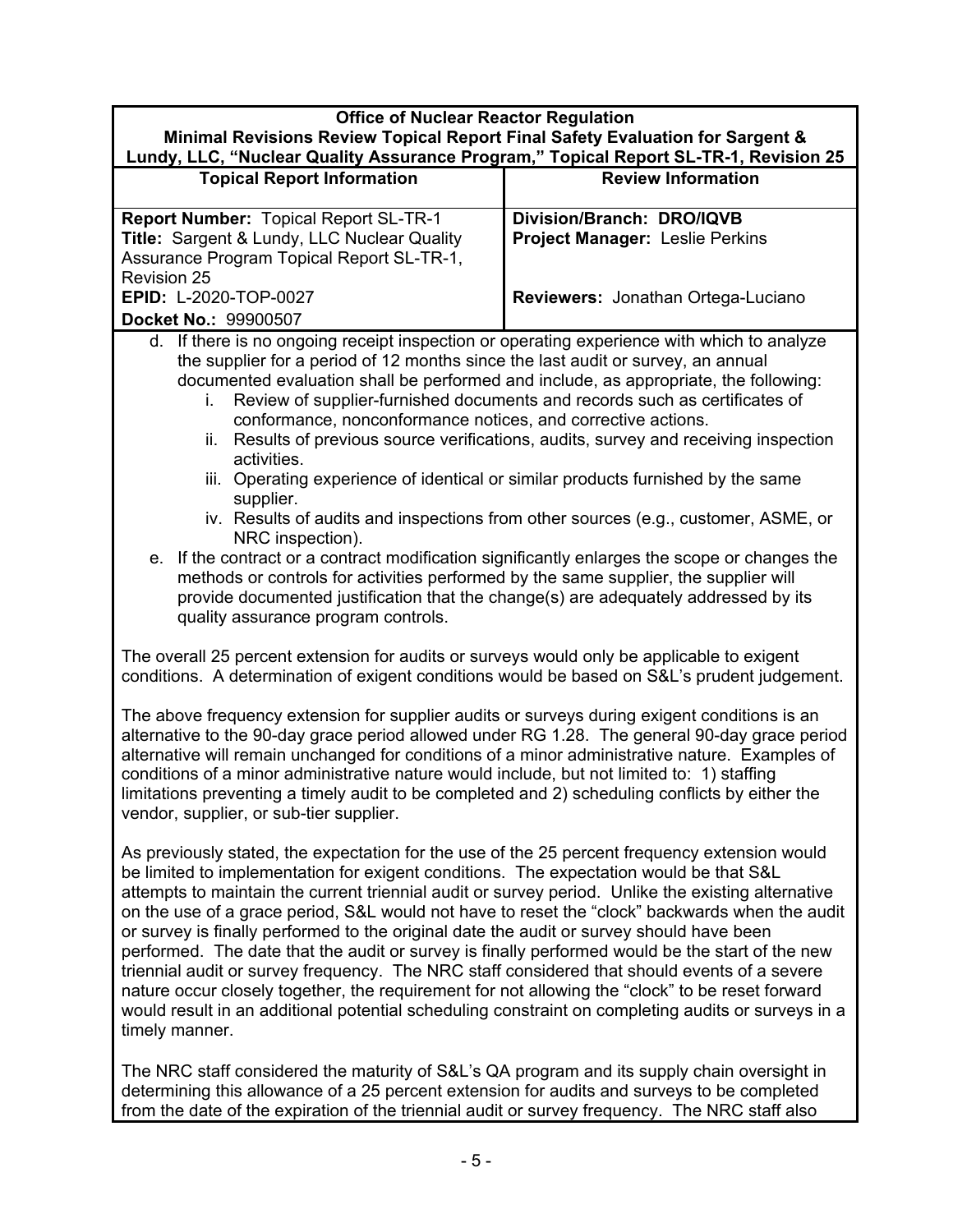| Office of Nuclear Reactor Regulation<br>Minimal Revisions Review Topical Report Final Safety Evaluation for Sargent & Lundy, LLC, "Nuclear Quality Assurance Program," Topical Report SL-TR-1, Revision 25 | |
|---|---|
| **Topical Report Information** | **Review Information** |
| **Report Number:** Topical Report SL-TR-1<br>**Title:** Sargent & Lundy, LLC Nuclear Quality Assurance Program Topical Report SL-TR-1, Revision 25<br>**EPID:** L-2020-TOP-0027<br>**Docket No.:** 99900507 | **Division/Branch: DRO/IQVB**<br>**Project Manager:** Leslie Perkins<br><br>**Reviewers:** Jonathan Ortega-Luciano |

d. If there is no ongoing receipt inspection or operating experience with which to analyze the supplier for a period of 12 months since the last audit or survey, an annual documented evaluation shall be performed and include, as appropriate, the following:
   i. Review of supplier-furnished documents and records such as certificates of conformance, nonconformance notices, and corrective actions.
   ii. Results of previous source verifications, audits, survey and receiving inspection activities.
   iii. Operating experience of identical or similar products furnished by the same supplier.
   iv. Results of audits and inspections from other sources (e.g., customer, ASME, or NRC inspection).

e. If the contract or a contract modification significantly enlarges the scope or changes the methods or controls for activities performed by the same supplier, the supplier will provide documented justification that the change(s) are adequately addressed by its quality assurance program controls.

The overall 25 percent extension for audits or surveys would only be applicable to exigent conditions. A determination of exigent conditions would be based on S&L's prudent judgement.

The above frequency extension for supplier audits or surveys during exigent conditions is an alternative to the 90-day grace period allowed under RG 1.28. The general 90-day grace period alternative will remain unchanged for conditions of a minor administrative nature. Examples of conditions of a minor administrative nature would include, but not limited to: 1) staffing limitations preventing a timely audit to be completed and 2) scheduling conflicts by either the vendor, supplier, or sub-tier supplier.

As previously stated, the expectation for the use of the 25 percent frequency extension would be limited to implementation for exigent conditions. The expectation would be that S&L attempts to maintain the current triennial audit or survey period. Unlike the existing alternative on the use of a grace period, S&L would not have to reset the "clock" backwards when the audit or survey is finally performed to the original date the audit or survey should have been performed. The date that the audit or survey is finally performed would be the start of the new triennial audit or survey frequency. The NRC staff considered that should events of a severe nature occur closely together, the requirement for not allowing the "clock" to be reset forward would result in an additional potential scheduling constraint on completing audits or surveys in a timely manner.

The NRC staff considered the maturity of S&L's QA program and its supply chain oversight in determining this allowance of a 25 percent extension for audits and surveys to be completed from the date of the expiration of the triennial audit or survey frequency. The NRC staff also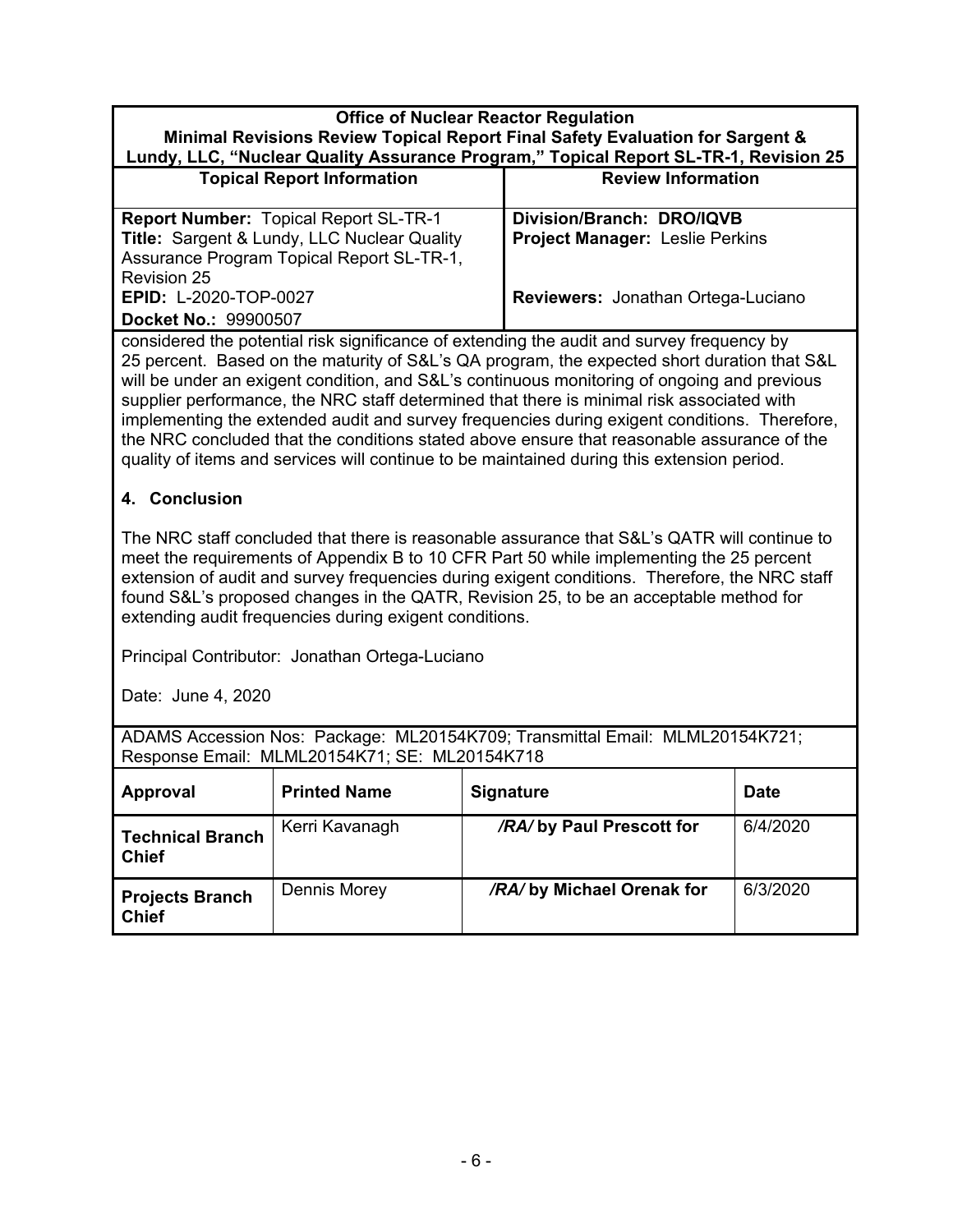| Office of Nuclear Reactor Regulation<br>Minimal Revisions Review Topical Report Final Safety Evaluation for Sargent & Lundy, LLC, "Nuclear Quality Assurance Program," Topical Report SL-TR-1, Revision 25 | |
|---|---|
| **Topical Report Information** | **Review Information** |
| **Report Number:** Topical Report SL-TR-1<br>**Title:** Sargent & Lundy, LLC Nuclear Quality Assurance Program Topical Report SL-TR-1, Revision 25<br>**EPID:** L-2020-TOP-0027<br>**Docket No.:** 99900507 | **Division/Branch: DRO/IQVB**<br>**Project Manager:** Leslie Perkins<br><br>**Reviewers:** Jonathan Ortega-Luciano |

considered the potential risk significance of extending the audit and survey frequency by 25 percent. Based on the maturity of S&L's QA program, the expected short duration that S&L will be under an exigent condition, and S&L's continuous monitoring of ongoing and previous supplier performance, the NRC staff determined that there is minimal risk associated with implementing the extended audit and survey frequencies during exigent conditions. Therefore, the NRC concluded that the conditions stated above ensure that reasonable assurance of the quality of items and services will continue to be maintained during this extension period.

## 4. Conclusion

The NRC staff concluded that there is reasonable assurance that S&L's QATR will continue to meet the requirements of Appendix B to 10 CFR Part 50 while implementing the 25 percent extension of audit and survey frequencies during exigent conditions. Therefore, the NRC staff found S&L's proposed changes in the QATR, Revision 25, to be an acceptable method for extending audit frequencies during exigent conditions.

Principal Contributor: Jonathan Ortega-Luciano

Date: June 4, 2020

ADAMS Accession Nos: Package: ML20154K709; Transmittal Email: MLML20154K721; Response Email: MLML20154K71; SE: ML20154K718

| Approval | Printed Name | Signature | Date |
|---|---|---|---|
| **Technical Branch Chief** | Kerri Kavanagh | ***/RA/* by Paul Prescott for** | 6/4/2020 |
| **Projects Branch Chief** | Dennis Morey | ***/RA/* by Michael Orenak for** | 6/3/2020 |